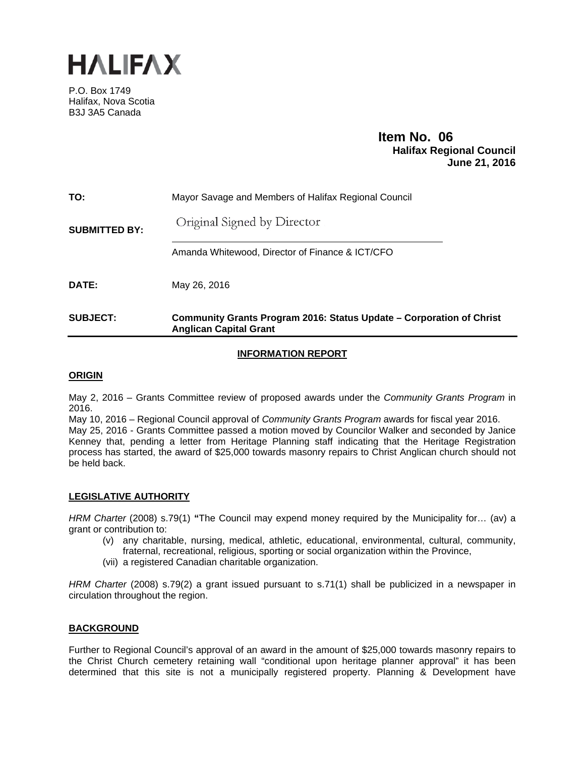# HALIFAX

P.O. Box 1749
Halifax, Nova Scotia
B3J 3A5 Canada

**Item No. 06**
**Halifax Regional Council**
**June 21, 2016**

**TO:** Mayor Savage and Members of Halifax Regional Council

**SUBMITTED BY:** Original Signed by Director

Amanda Whitewood, Director of Finance & ICT/CFO

**DATE:** May 26, 2016

**SUBJECT:** **Community Grants Program 2016: Status Update – Corporation of Christ Anglican Capital Grant**

## INFORMATION REPORT

### ORIGIN

May 2, 2016 – Grants Committee review of proposed awards under the *Community Grants Program* in 2016.
May 10, 2016 – Regional Council approval of *Community Grants Program* awards for fiscal year 2016.
May 25, 2016 - Grants Committee passed a motion moved by Councilor Walker and seconded by Janice Kenney that, pending a letter from Heritage Planning staff indicating that the Heritage Registration process has started, the award of $25,000 towards masonry repairs to Christ Anglican church should not be held back.

### LEGISLATIVE AUTHORITY

*HRM Charter* (2008) s.79(1) **"**The Council may expend money required by the Municipality for… (av) a grant or contribution to:

- (v) any charitable, nursing, medical, athletic, educational, environmental, cultural, community, fraternal, recreational, religious, sporting or social organization within the Province,
- (vii) a registered Canadian charitable organization.

*HRM Charter* (2008) s.79(2) a grant issued pursuant to s.71(1) shall be publicized in a newspaper in circulation throughout the region.

### BACKGROUND

Further to Regional Council's approval of an award in the amount of $25,000 towards masonry repairs to the Christ Church cemetery retaining wall "conditional upon heritage planner approval" it has been determined that this site is not a municipally registered property. Planning & Development have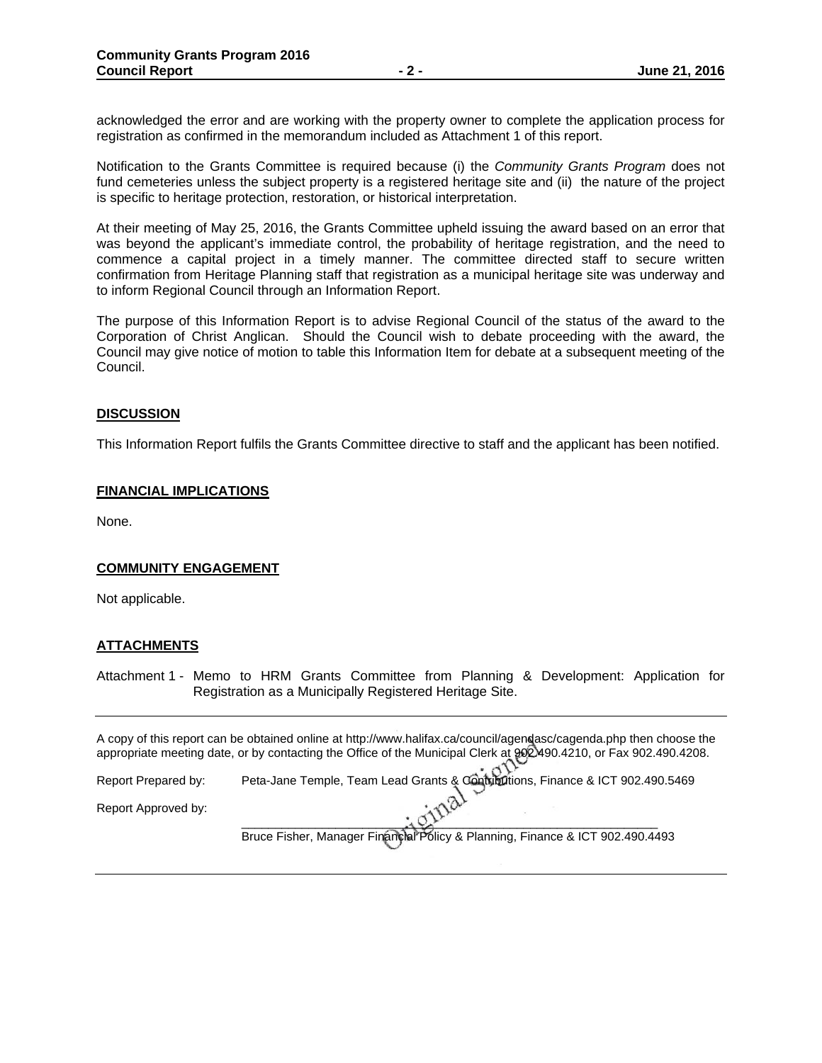acknowledged the error and are working with the property owner to complete the application process for registration as confirmed in the memorandum included as Attachment 1 of this report.

Notification to the Grants Committee is required because (i) the *Community Grants Program* does not fund cemeteries unless the subject property is a registered heritage site and (ii) the nature of the project is specific to heritage protection, restoration, or historical interpretation.

At their meeting of May 25, 2016, the Grants Committee upheld issuing the award based on an error that was beyond the applicant's immediate control, the probability of heritage registration, and the need to commence a capital project in a timely manner. The committee directed staff to secure written confirmation from Heritage Planning staff that registration as a municipal heritage site was underway and to inform Regional Council through an Information Report.

The purpose of this Information Report is to advise Regional Council of the status of the award to the Corporation of Christ Anglican. Should the Council wish to debate proceeding with the award, the Council may give notice of motion to table this Information Item for debate at a subsequent meeting of the Council.

## DISCUSSION

This Information Report fulfils the Grants Committee directive to staff and the applicant has been notified.

## FINANCIAL IMPLICATIONS

None.

## COMMUNITY ENGAGEMENT

Not applicable.

## ATTACHMENTS

Attachment 1 - Memo to HRM Grants Committee from Planning & Development: Application for Registration as a Municipally Registered Heritage Site.

---

A copy of this report can be obtained online at http://www.halifax.ca/council/agendasc/cagenda.php then choose the appropriate meeting date, or by contacting the Office of the Municipal Clerk at 902.490.4210, or Fax 902.490.4208.

Report Prepared by: Peta-Jane Temple, Team Lead Grants & Contributions, Finance & ICT 902.490.5469

Report Approved by: Original Signed

Bruce Fisher, Manager Financial Policy & Planning, Finance & ICT 902.490.4493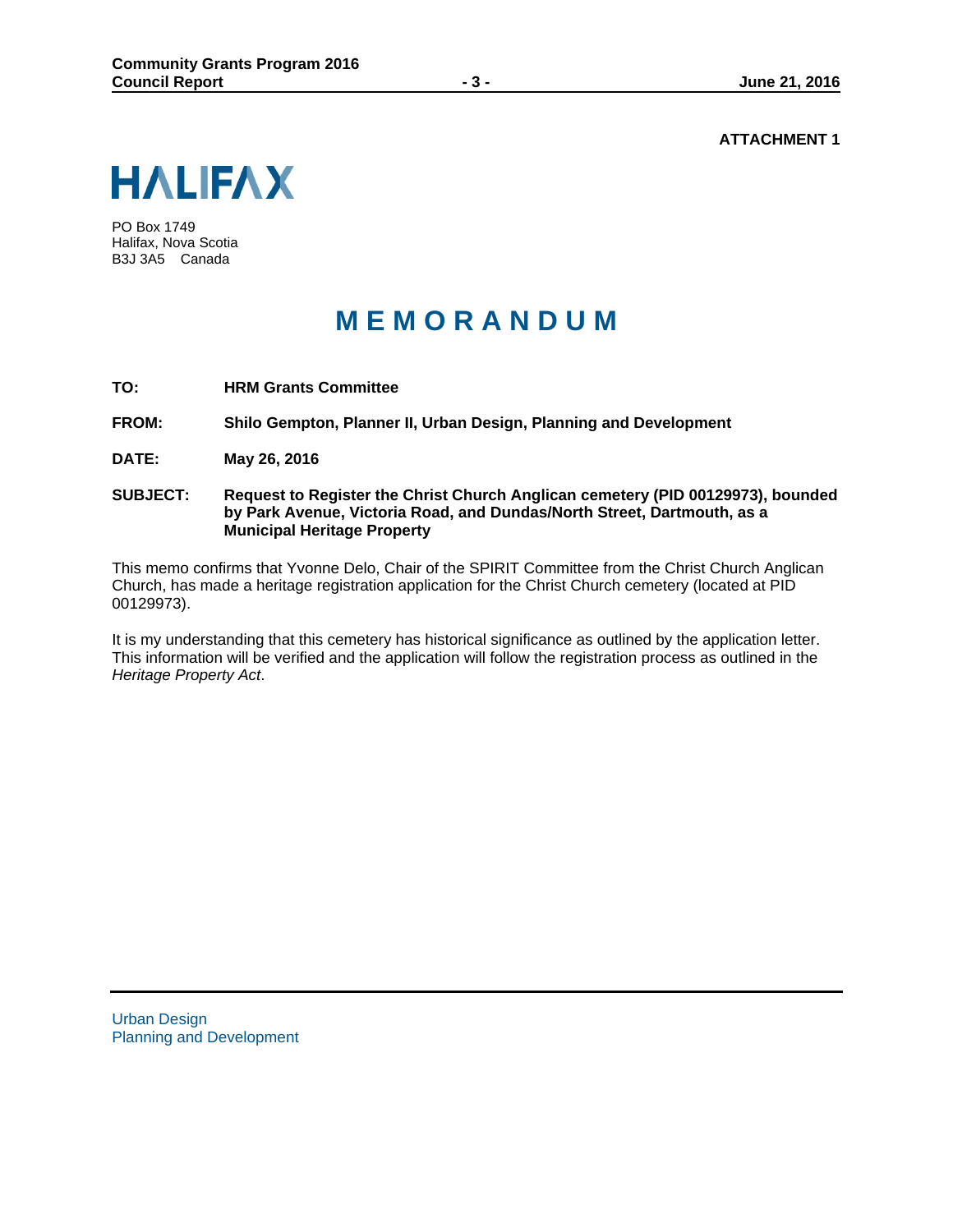**ATTACHMENT 1**

HALIFAX

PO Box 1749
Halifax, Nova Scotia
B3J 3A5 Canada

# MEMORANDUM

**TO:** **HRM Grants Committee**

**FROM:** **Shilo Gempton, Planner II, Urban Design, Planning and Development**

**DATE:** **May 26, 2016**

**SUBJECT:** **Request to Register the Christ Church Anglican cemetery (PID 00129973), bounded by Park Avenue, Victoria Road, and Dundas/North Street, Dartmouth, as a Municipal Heritage Property**

This memo confirms that Yvonne Delo, Chair of the SPIRIT Committee from the Christ Church Anglican Church, has made a heritage registration application for the Christ Church cemetery (located at PID 00129973).

It is my understanding that this cemetery has historical significance as outlined by the application letter. This information will be verified and the application will follow the registration process as outlined in the *Heritage Property Act*.

Urban Design
Planning and Development